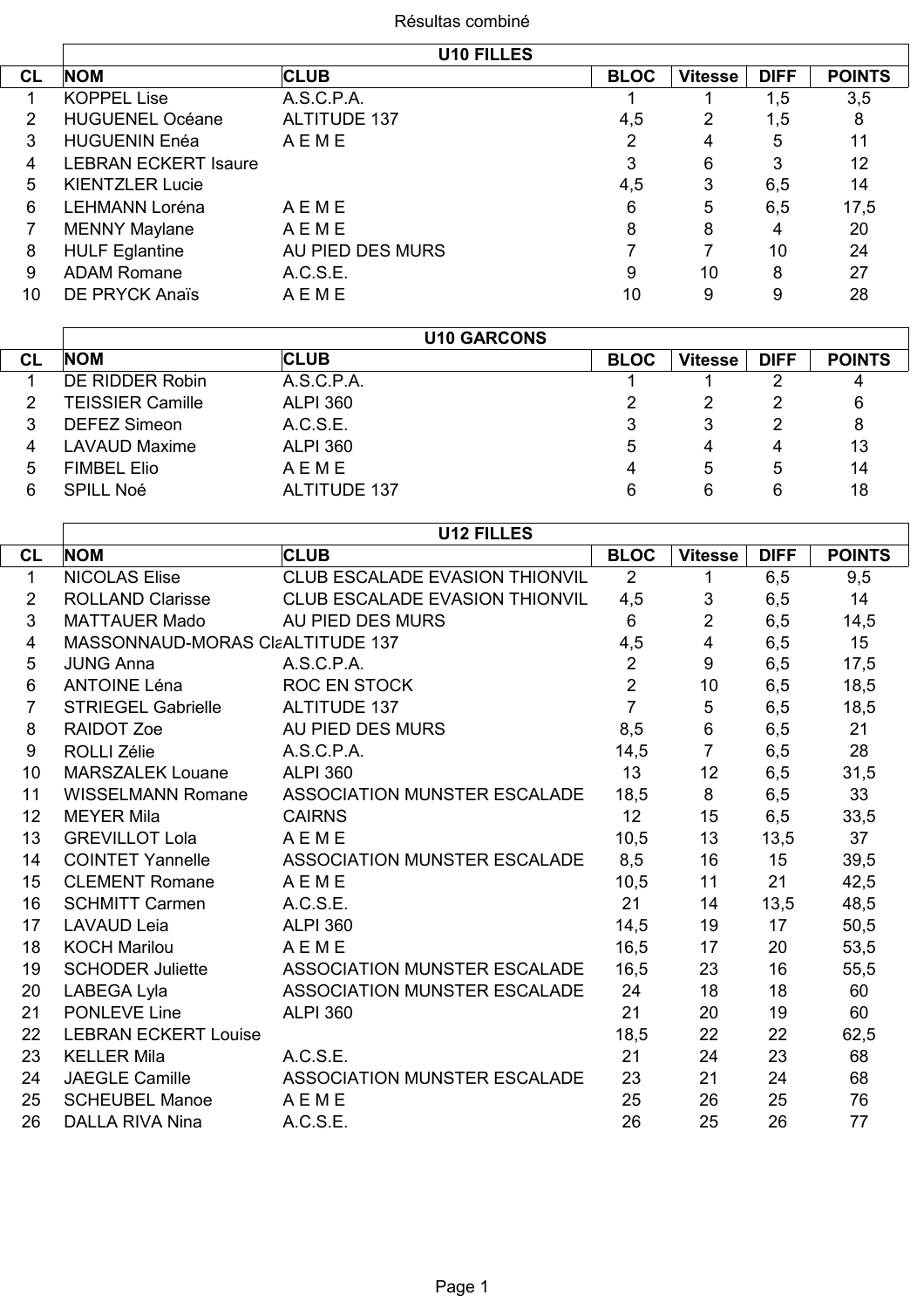# Résultas combiné

## U10 FILLES

| CL | NOM | CLUB | BLOC | Vitesse | DIFF | POINTS |
|---|---|---|---|---|---|---|
| 1 | KOPPEL Lise | A.S.C.P.A. | 1 | 1 | 1,5 | 3,5 |
| 2 | HUGUENEL Océane | ALTITUDE 137 | 4,5 | 2 | 1,5 | 8 |
| 3 | HUGUENIN Enéa | A E M E | 2 | 4 | 5 | 11 |
| 4 | LEBRAN ECKERT Isaure | | 3 | 6 | 3 | 12 |
| 5 | KIENTZLER Lucie | | 4,5 | 3 | 6,5 | 14 |
| 6 | LEHMANN Loréna | A E M E | 6 | 5 | 6,5 | 17,5 |
| 7 | MENNY Maylane | A E M E | 8 | 8 | 4 | 20 |
| 8 | HULF Eglantine | AU PIED DES MURS | 7 | 7 | 10 | 24 |
| 9 | ADAM Romane | A.C.S.E. | 9 | 10 | 8 | 27 |
| 10 | DE PRYCK Anaïs | A E M E | 10 | 9 | 9 | 28 |

## U10 GARCONS

| CL | NOM | CLUB | BLOC | Vitesse | DIFF | POINTS |
|---|---|---|---|---|---|---|
| 1 | DE RIDDER Robin | A.S.C.P.A. | 1 | 1 | 2 | 4 |
| 2 | TEISSIER Camille | ALPI 360 | 2 | 2 | 2 | 6 |
| 3 | DEFEZ Simeon | A.C.S.E. | 3 | 3 | 2 | 8 |
| 4 | LAVAUD Maxime | ALPI 360 | 5 | 4 | 4 | 13 |
| 5 | FIMBEL Elio | A E M E | 4 | 5 | 5 | 14 |
| 6 | SPILL Noé | ALTITUDE 137 | 6 | 6 | 6 | 18 |

## U12 FILLES

| CL | NOM | CLUB | BLOC | Vitesse | DIFF | POINTS |
|---|---|---|---|---|---|---|
| 1 | NICOLAS Elise | CLUB ESCALADE EVASION THIONVIL | 2 | 1 | 6,5 | 9,5 |
| 2 | ROLLAND Clarisse | CLUB ESCALADE EVASION THIONVIL | 4,5 | 3 | 6,5 | 14 |
| 3 | MATTAUER Mado | AU PIED DES MURS | 6 | 2 | 6,5 | 14,5 |
| 4 | MASSONNAUD-MORAS Cla | ALTITUDE 137 | 4,5 | 4 | 6,5 | 15 |
| 5 | JUNG Anna | A.S.C.P.A. | 2 | 9 | 6,5 | 17,5 |
| 6 | ANTOINE Léna | ROC EN STOCK | 2 | 10 | 6,5 | 18,5 |
| 7 | STRIEGEL Gabrielle | ALTITUDE 137 | 7 | 5 | 6,5 | 18,5 |
| 8 | RAIDOT Zoe | AU PIED DES MURS | 8,5 | 6 | 6,5 | 21 |
| 9 | ROLLI Zélie | A.S.C.P.A. | 14,5 | 7 | 6,5 | 28 |
| 10 | MARSZALEK Louane | ALPI 360 | 13 | 12 | 6,5 | 31,5 |
| 11 | WISSELMANN Romane | ASSOCIATION MUNSTER ESCALADE | 18,5 | 8 | 6,5 | 33 |
| 12 | MEYER Mila | CAIRNS | 12 | 15 | 6,5 | 33,5 |
| 13 | GREVILLOT Lola | A E M E | 10,5 | 13 | 13,5 | 37 |
| 14 | COINTET Yannelle | ASSOCIATION MUNSTER ESCALADE | 8,5 | 16 | 15 | 39,5 |
| 15 | CLEMENT Romane | A E M E | 10,5 | 11 | 21 | 42,5 |
| 16 | SCHMITT Carmen | A.C.S.E. | 21 | 14 | 13,5 | 48,5 |
| 17 | LAVAUD Leia | ALPI 360 | 14,5 | 19 | 17 | 50,5 |
| 18 | KOCH Marilou | A E M E | 16,5 | 17 | 20 | 53,5 |
| 19 | SCHODER Juliette | ASSOCIATION MUNSTER ESCALADE | 16,5 | 23 | 16 | 55,5 |
| 20 | LABEGA Lyla | ASSOCIATION MUNSTER ESCALADE | 24 | 18 | 18 | 60 |
| 21 | PONLEVE Line | ALPI 360 | 21 | 20 | 19 | 60 |
| 22 | LEBRAN ECKERT Louise | | 18,5 | 22 | 22 | 62,5 |
| 23 | KELLER Mila | A.C.S.E. | 21 | 24 | 23 | 68 |
| 24 | JAEGLE Camille | ASSOCIATION MUNSTER ESCALADE | 23 | 21 | 24 | 68 |
| 25 | SCHEUBEL Manoe | A E M E | 25 | 26 | 25 | 76 |
| 26 | DALLA RIVA Nina | A.C.S.E. | 26 | 25 | 26 | 77 |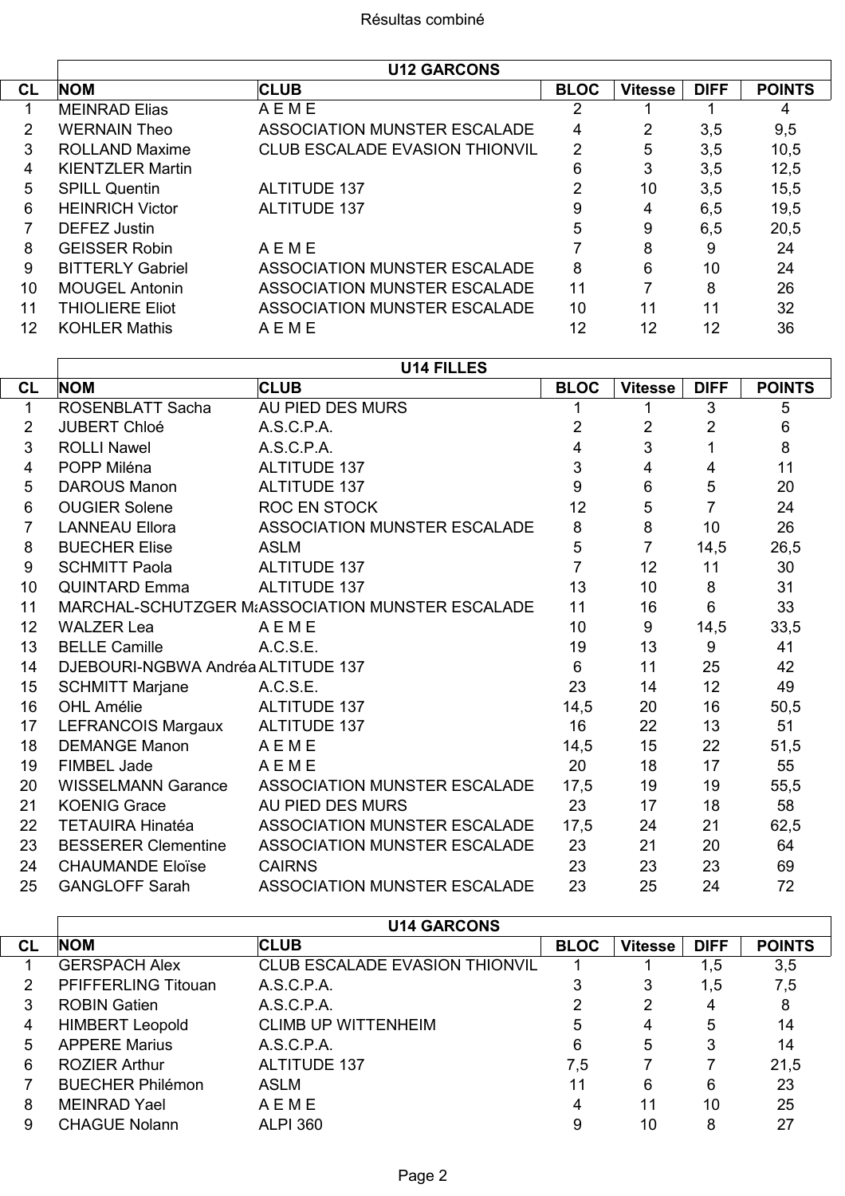# Résultas combiné

## U12 GARCONS

| CL | NOM | CLUB | BLOC | Vitesse | DIFF | POINTS |
|---|---|---|---|---|---|---|
| 1 | MEINRAD Elias | A E M E | 2 | 1 | 1 | 4 |
| 2 | WERNAIN Theo | ASSOCIATION MUNSTER ESCALADE | 4 | 2 | 3,5 | 9,5 |
| 3 | ROLLAND Maxime | CLUB ESCALADE EVASION THIONVIL | 2 | 5 | 3,5 | 10,5 |
| 4 | KIENTZLER Martin | | 6 | 3 | 3,5 | 12,5 |
| 5 | SPILL Quentin | ALTITUDE 137 | 2 | 10 | 3,5 | 15,5 |
| 6 | HEINRICH Victor | ALTITUDE 137 | 9 | 4 | 6,5 | 19,5 |
| 7 | DEFEZ Justin | | 5 | 9 | 6,5 | 20,5 |
| 8 | GEISSER Robin | A E M E | 7 | 8 | 9 | 24 |
| 9 | BITTERLY Gabriel | ASSOCIATION MUNSTER ESCALADE | 8 | 6 | 10 | 24 |
| 10 | MOUGEL Antonin | ASSOCIATION MUNSTER ESCALADE | 11 | 7 | 8 | 26 |
| 11 | THIOLIERE Eliot | ASSOCIATION MUNSTER ESCALADE | 10 | 11 | 11 | 32 |
| 12 | KOHLER Mathis | A E M E | 12 | 12 | 12 | 36 |

## U14 FILLES

| CL | NOM | CLUB | BLOC | Vitesse | DIFF | POINTS |
|---|---|---|---|---|---|---|
| 1 | ROSENBLATT Sacha | AU PIED DES MURS | 1 | 1 | 3 | 5 |
| 2 | JUBERT Chloé | A.S.C.P.A. | 2 | 2 | 2 | 6 |
| 3 | ROLLI Nawel | A.S.C.P.A. | 4 | 3 | 1 | 8 |
| 4 | POPP Miléna | ALTITUDE 137 | 3 | 4 | 4 | 11 |
| 5 | DAROUS Manon | ALTITUDE 137 | 9 | 6 | 5 | 20 |
| 6 | OUGIER Solene | ROC EN STOCK | 12 | 5 | 7 | 24 |
| 7 | LANNEAU Ellora | ASSOCIATION MUNSTER ESCALADE | 8 | 8 | 10 | 26 |
| 8 | BUECHER Elise | ASLM | 5 | 7 | 14,5 | 26,5 |
| 9 | SCHMITT Paola | ALTITUDE 137 | 7 | 12 | 11 | 30 |
| 10 | QUINTARD Emma | ALTITUDE 137 | 13 | 10 | 8 | 31 |
| 11 | MARCHAL-SCHUTZGER Ma | ASSOCIATION MUNSTER ESCALADE | 11 | 16 | 6 | 33 |
| 12 | WALZER Lea | A E M E | 10 | 9 | 14,5 | 33,5 |
| 13 | BELLE Camille | A.C.S.E. | 19 | 13 | 9 | 41 |
| 14 | DJEBOURI-NGBWA Andréa | ALTITUDE 137 | 6 | 11 | 25 | 42 |
| 15 | SCHMITT Marjane | A.C.S.E. | 23 | 14 | 12 | 49 |
| 16 | OHL Amélie | ALTITUDE 137 | 14,5 | 20 | 16 | 50,5 |
| 17 | LEFRANCOIS Margaux | ALTITUDE 137 | 16 | 22 | 13 | 51 |
| 18 | DEMANGE Manon | A E M E | 14,5 | 15 | 22 | 51,5 |
| 19 | FIMBEL Jade | A E M E | 20 | 18 | 17 | 55 |
| 20 | WISSELMANN Garance | ASSOCIATION MUNSTER ESCALADE | 17,5 | 19 | 19 | 55,5 |
| 21 | KOENIG Grace | AU PIED DES MURS | 23 | 17 | 18 | 58 |
| 22 | TETAUIRA Hinatéa | ASSOCIATION MUNSTER ESCALADE | 17,5 | 24 | 21 | 62,5 |
| 23 | BESSERER Clementine | ASSOCIATION MUNSTER ESCALADE | 23 | 21 | 20 | 64 |
| 24 | CHAUMANDE Eloïse | CAIRNS | 23 | 23 | 23 | 69 |
| 25 | GANGLOFF Sarah | ASSOCIATION MUNSTER ESCALADE | 23 | 25 | 24 | 72 |

## U14 GARCONS

| CL | NOM | CLUB | BLOC | Vitesse | DIFF | POINTS |
|---|---|---|---|---|---|---|
| 1 | GERSPACH Alex | CLUB ESCALADE EVASION THIONVIL | 1 | 1 | 1,5 | 3,5 |
| 2 | PFIFFERLING Titouan | A.S.C.P.A. | 3 | 3 | 1,5 | 7,5 |
| 3 | ROBIN Gatien | A.S.C.P.A. | 2 | 2 | 4 | 8 |
| 4 | HIMBERT Leopold | CLIMB UP WITTENHEIM | 5 | 4 | 5 | 14 |
| 5 | APPERE Marius | A.S.C.P.A. | 6 | 5 | 3 | 14 |
| 6 | ROZIER Arthur | ALTITUDE 137 | 7,5 | 7 | 7 | 21,5 |
| 7 | BUECHER Philémon | ASLM | 11 | 6 | 6 | 23 |
| 8 | MEINRAD Yael | A E M E | 4 | 11 | 10 | 25 |
| 9 | CHAGUE Nolann | ALPI 360 | 9 | 10 | 8 | 27 |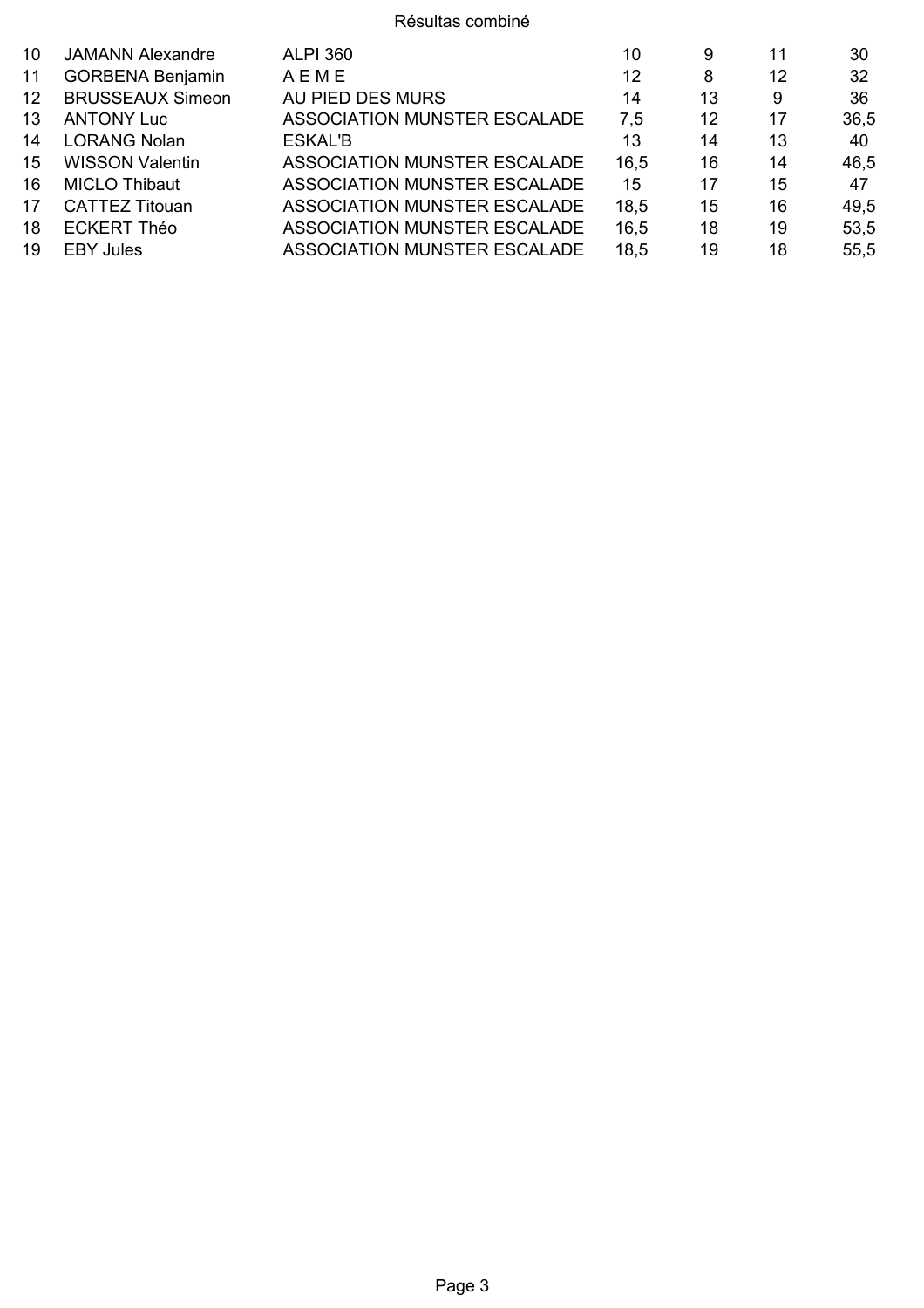Résultas combiné

| | | | | | | |
|---|---|---|---|---|---|---|
| 10 | JAMANN Alexandre | ALPI 360 | 10 | 9 | 11 | 30 |
| 11 | GORBENA Benjamin | A E M E | 12 | 8 | 12 | 32 |
| 12 | BRUSSEAUX Simeon | AU PIED DES MURS | 14 | 13 | 9 | 36 |
| 13 | ANTONY Luc | ASSOCIATION MUNSTER ESCALADE | 7,5 | 12 | 17 | 36,5 |
| 14 | LORANG Nolan | ESKAL'B | 13 | 14 | 13 | 40 |
| 15 | WISSON Valentin | ASSOCIATION MUNSTER ESCALADE | 16,5 | 16 | 14 | 46,5 |
| 16 | MICLO Thibaut | ASSOCIATION MUNSTER ESCALADE | 15 | 17 | 15 | 47 |
| 17 | CATTEZ Titouan | ASSOCIATION MUNSTER ESCALADE | 18,5 | 15 | 16 | 49,5 |
| 18 | ECKERT Théo | ASSOCIATION MUNSTER ESCALADE | 16,5 | 18 | 19 | 53,5 |
| 19 | EBY Jules | ASSOCIATION MUNSTER ESCALADE | 18,5 | 19 | 18 | 55,5 |